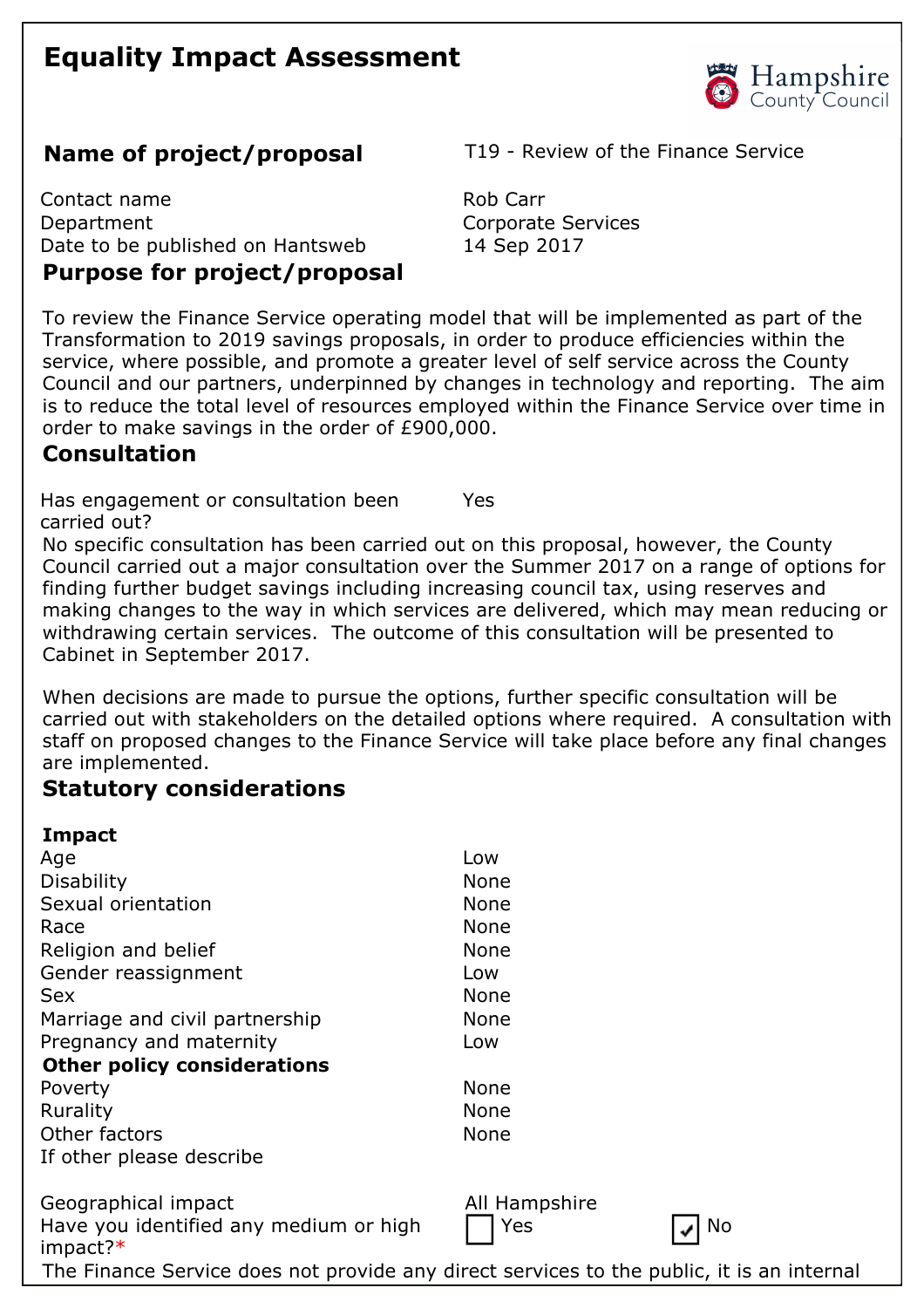# Equality Impact Assessment

Hampshire County Council

## Name of project/proposal

T19 - Review of the Finance Service

| | |
|---|---|
| Contact name | Rob Carr |
| Department | Corporate Services |
| Date to be published on Hantsweb | 14 Sep 2017 |

## Purpose for project/proposal

To review the Finance Service operating model that will be implemented as part of the Transformation to 2019 savings proposals, in order to produce efficiencies within the service, where possible, and promote a greater level of self service across the County Council and our partners, underpinned by changes in technology and reporting. The aim is to reduce the total level of resources employed within the Finance Service over time in order to make savings in the order of £900,000.

## Consultation

Has engagement or consultation been carried out? Yes

No specific consultation has been carried out on this proposal, however, the County Council carried out a major consultation over the Summer 2017 on a range of options for finding further budget savings including increasing council tax, using reserves and making changes to the way in which services are delivered, which may mean reducing or withdrawing certain services. The outcome of this consultation will be presented to Cabinet in September 2017.

When decisions are made to pursue the options, further specific consultation will be carried out with stakeholders on the detailed options where required. A consultation with staff on proposed changes to the Finance Service will take place before any final changes are implemented.

## Statutory considerations

| **Impact** | |
|---|---|
| Age | Low |
| Disability | None |
| Sexual orientation | None |
| Race | None |
| Religion and belief | None |
| Gender reassignment | Low |
| Sex | None |
| Marriage and civil partnership | None |
| Pregnancy and maternity | Low |
| **Other policy considerations** | |
| Poverty | None |
| Rurality | None |
| Other factors | None |
| If other please describe | |

Geographical impact: All Hampshire

Have you identified any medium or high impact?* ☐ Yes ☑ No

The Finance Service does not provide any direct services to the public, it is an internal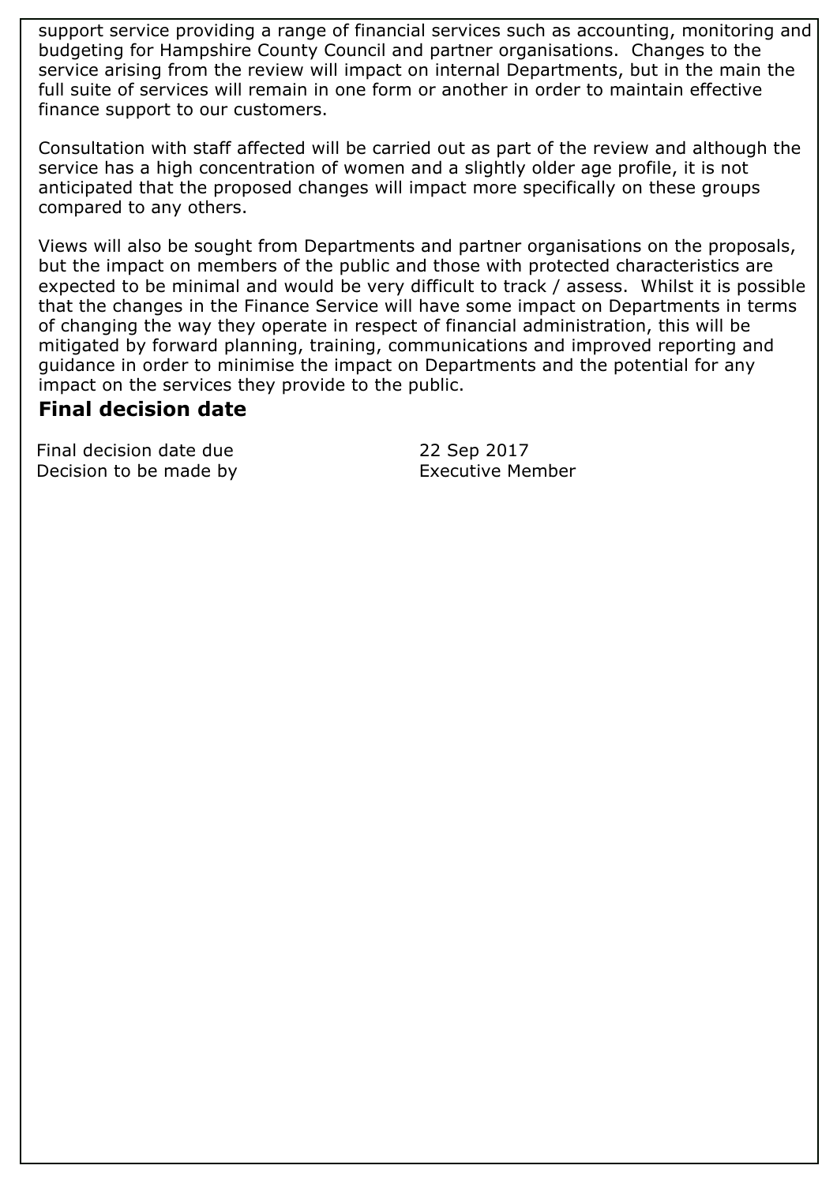support service providing a range of financial services such as accounting, monitoring and budgeting for Hampshire County Council and partner organisations. Changes to the service arising from the review will impact on internal Departments, but in the main the full suite of services will remain in one form or another in order to maintain effective finance support to our customers.

Consultation with staff affected will be carried out as part of the review and although the service has a high concentration of women and a slightly older age profile, it is not anticipated that the proposed changes will impact more specifically on these groups compared to any others.

Views will also be sought from Departments and partner organisations on the proposals, but the impact on members of the public and those with protected characteristics are expected to be minimal and would be very difficult to track / assess. Whilst it is possible that the changes in the Finance Service will have some impact on Departments in terms of changing the way they operate in respect of financial administration, this will be mitigated by forward planning, training, communications and improved reporting and guidance in order to minimise the impact on Departments and the potential for any impact on the services they provide to the public.

## Final decision date

| | |
|---|---|
| Final decision date due | 22 Sep 2017 |
| Decision to be made by | Executive Member |